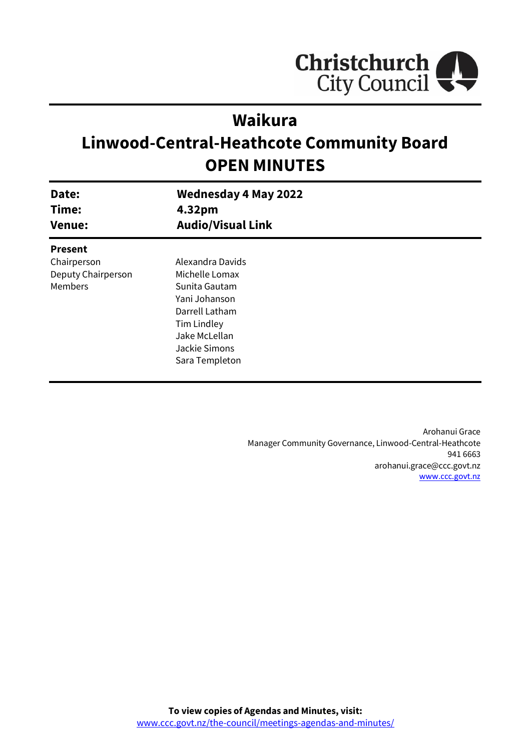Christchurch City Council

# Waikura
# Linwood-Central-Heathcote Community Board
# OPEN MINUTES

| | |
|---|---|
| **Date:** | **Wednesday 4 May 2022** |
| **Time:** | **4.32pm** |
| **Venue:** | **Audio/Visual Link** |

**Present**

| | |
|---|---|
| Chairperson | Alexandra Davids |
| Deputy Chairperson | Michelle Lomax |
| Members | Sunita Gautam |
| | Yani Johanson |
| | Darrell Latham |
| | Tim Lindley |
| | Jake McLellan |
| | Jackie Simons |
| | Sara Templeton |

Arohanui Grace
Manager Community Governance, Linwood-Central-Heathcote
941 6663
arohanui.grace@ccc.govt.nz
www.ccc.govt.nz

**To view copies of Agendas and Minutes, visit:**
www.ccc.govt.nz/the-council/meetings-agendas-and-minutes/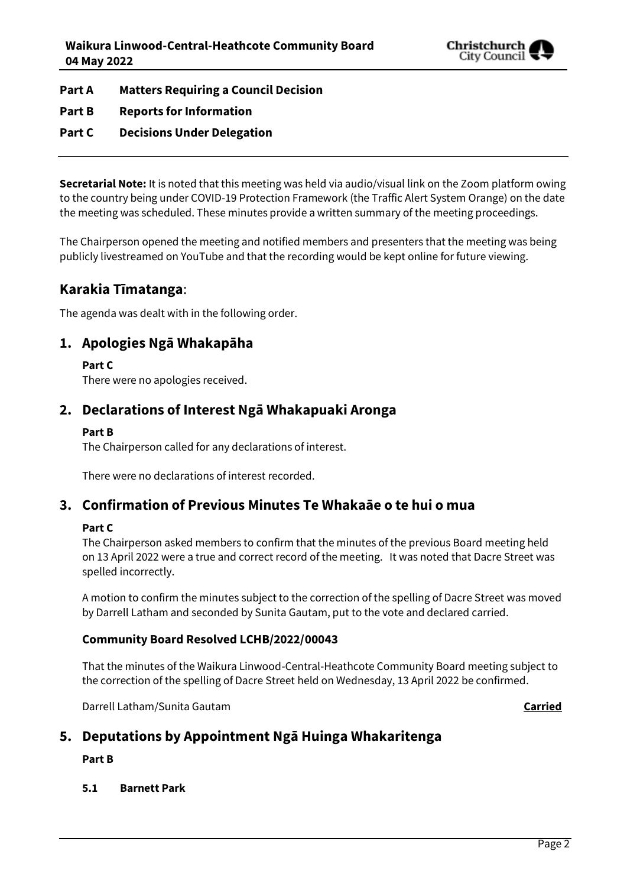**Part A Matters Requiring a Council Decision**

**Part B Reports for Information**

**Part C Decisions Under Delegation**

---

**Secretarial Note:** It is noted that this meeting was held via audio/visual link on the Zoom platform owing to the country being under COVID-19 Protection Framework (the Traffic Alert System Orange) on the date the meeting was scheduled. These minutes provide a written summary of the meeting proceedings.

The Chairperson opened the meeting and notified members and presenters that the meeting was being publicly livestreamed on YouTube and that the recording would be kept online for future viewing.

## Karakia Tīmatanga:

The agenda was dealt with in the following order.

## 1. Apologies Ngā Whakapāha

**Part C**

There were no apologies received.

## 2. Declarations of Interest Ngā Whakapuaki Aronga

**Part B**

The Chairperson called for any declarations of interest.

There were no declarations of interest recorded.

## 3. Confirmation of Previous Minutes Te Whakaāe o te hui o mua

**Part C**

The Chairperson asked members to confirm that the minutes of the previous Board meeting held on 13 April 2022 were a true and correct record of the meeting. It was noted that Dacre Street was spelled incorrectly.

A motion to confirm the minutes subject to the correction of the spelling of Dacre Street was moved by Darrell Latham and seconded by Sunita Gautam, put to the vote and declared carried.

### Community Board Resolved LCHB/2022/00043

That the minutes of the Waikura Linwood-Central-Heathcote Community Board meeting subject to the correction of the spelling of Dacre Street held on Wednesday, 13 April 2022 be confirmed.

Darrell Latham/Sunita Gautam **Carried**

## 5. Deputations by Appointment Ngā Huinga Whakaritenga

**Part B**

**5.1 Barnett Park**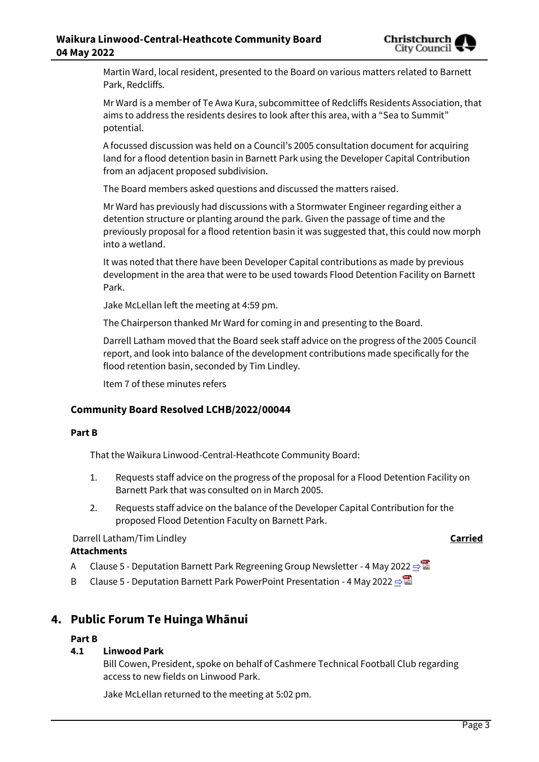Martin Ward, local resident, presented to the Board on various matters related to Barnett Park, Redcliffs.

Mr Ward is a member of Te Awa Kura, subcommittee of Redcliffs Residents Association, that aims to address the residents desires to look after this area, with a "Sea to Summit" potential.

A focussed discussion was held on a Council's 2005 consultation document for acquiring land for a flood detention basin in Barnett Park using the Developer Capital Contribution from an adjacent proposed subdivision.

The Board members asked questions and discussed the matters raised.

Mr Ward has previously had discussions with a Stormwater Engineer regarding either a detention structure or planting around the park. Given the passage of time and the previously proposal for a flood retention basin it was suggested that, this could now morph into a wetland.

It was noted that there have been Developer Capital contributions as made by previous development in the area that were to be used towards Flood Detention Facility on Barnett Park.

Jake McLellan left the meeting at 4:59 pm.

The Chairperson thanked Mr Ward for coming in and presenting to the Board.

Darrell Latham moved that the Board seek staff advice on the progress of the 2005 Council report, and look into balance of the development contributions made specifically for the flood retention basin, seconded by Tim Lindley.

Item 7 of these minutes refers

### Community Board Resolved LCHB/2022/00044

**Part B**

That the Waikura Linwood-Central-Heathcote Community Board:

1. Requests staff advice on the progress of the proposal for a Flood Detention Facility on Barnett Park that was consulted on in March 2005.
2. Requests staff advice on the balance of the Developer Capital Contribution for the proposed Flood Detention Faculty on Barnett Park.

Darrell Latham/Tim Lindley **Carried**

**Attachments**

A Clause 5 - Deputation Barnett Park Regreening Group Newsletter - 4 May 2022

B Clause 5 - Deputation Barnett Park PowerPoint Presentation - 4 May 2022

## 4. Public Forum Te Huinga Whānui

**Part B**

### 4.1 Linwood Park

Bill Cowen, President, spoke on behalf of Cashmere Technical Football Club regarding access to new fields on Linwood Park.

Jake McLellan returned to the meeting at 5:02 pm.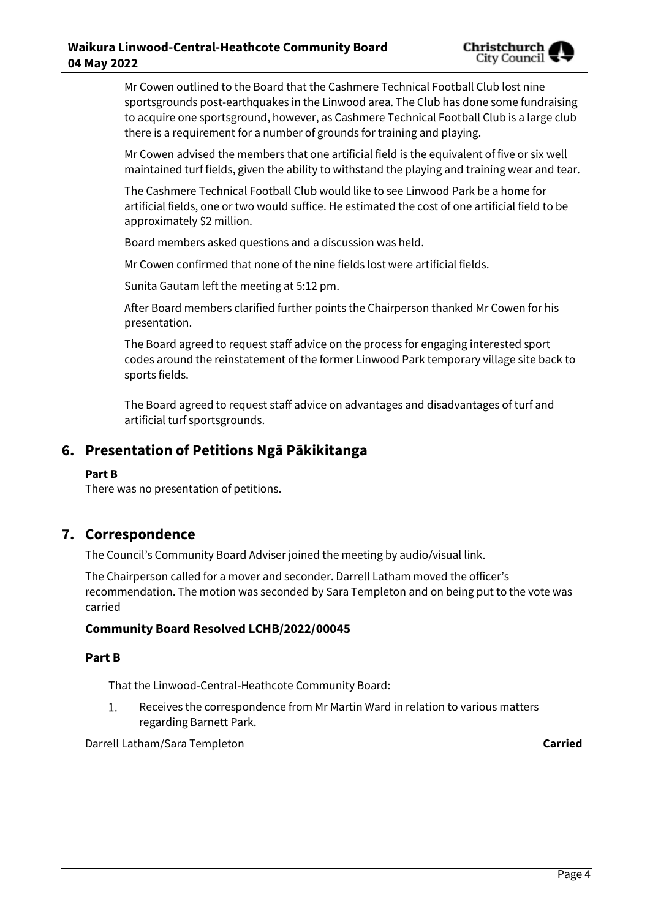Mr Cowen outlined to the Board that the Cashmere Technical Football Club lost nine sportsgrounds post-earthquakes in the Linwood area. The Club has done some fundraising to acquire one sportsground, however, as Cashmere Technical Football Club is a large club there is a requirement for a number of grounds for training and playing.

Mr Cowen advised the members that one artificial field is the equivalent of five or six well maintained turf fields, given the ability to withstand the playing and training wear and tear.

The Cashmere Technical Football Club would like to see Linwood Park be a home for artificial fields, one or two would suffice. He estimated the cost of one artificial field to be approximately $2 million.

Board members asked questions and a discussion was held.

Mr Cowen confirmed that none of the nine fields lost were artificial fields.

Sunita Gautam left the meeting at 5:12 pm.

After Board members clarified further points the Chairperson thanked Mr Cowen for his presentation.

The Board agreed to request staff advice on the process for engaging interested sport codes around the reinstatement of the former Linwood Park temporary village site back to sports fields.

The Board agreed to request staff advice on advantages and disadvantages of turf and artificial turf sportsgrounds.

## 6. Presentation of Petitions Ngā Pākikitanga

**Part B**

There was no presentation of petitions.

## 7. Correspondence

The Council's Community Board Adviser joined the meeting by audio/visual link.

The Chairperson called for a mover and seconder. Darrell Latham moved the officer's recommendation. The motion was seconded by Sara Templeton and on being put to the vote was carried

**Community Board Resolved LCHB/2022/00045**

**Part B**

That the Linwood-Central-Heathcote Community Board:

1. Receives the correspondence from Mr Martin Ward in relation to various matters regarding Barnett Park.

Darrell Latham/Sara Templeton **Carried**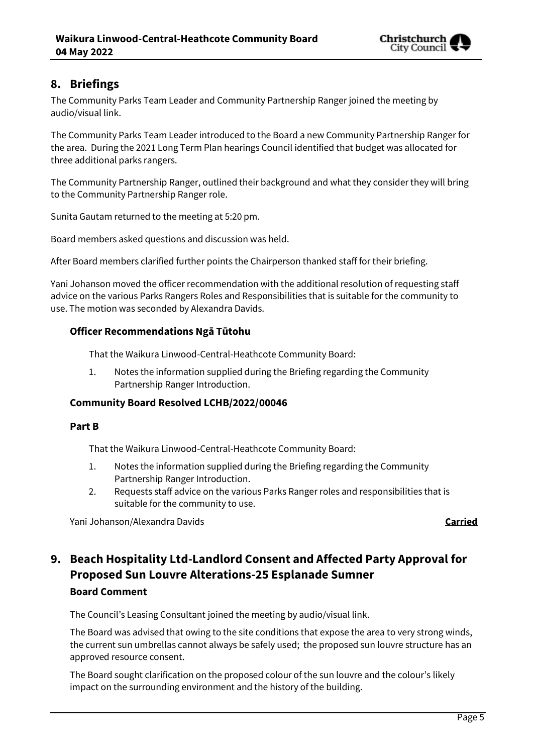## 8. Briefings

The Community Parks Team Leader and Community Partnership Ranger joined the meeting by audio/visual link.

The Community Parks Team Leader introduced to the Board a new Community Partnership Ranger for the area. During the 2021 Long Term Plan hearings Council identified that budget was allocated for three additional parks rangers.

The Community Partnership Ranger, outlined their background and what they consider they will bring to the Community Partnership Ranger role.

Sunita Gautam returned to the meeting at 5:20 pm.

Board members asked questions and discussion was held.

After Board members clarified further points the Chairperson thanked staff for their briefing.

Yani Johanson moved the officer recommendation with the additional resolution of requesting staff advice on the various Parks Rangers Roles and Responsibilities that is suitable for the community to use. The motion was seconded by Alexandra Davids.

### Officer Recommendations Ngā Tūtohu

That the Waikura Linwood-Central-Heathcote Community Board:

1. Notes the information supplied during the Briefing regarding the Community Partnership Ranger Introduction.

### Community Board Resolved LCHB/2022/00046

#### Part B

That the Waikura Linwood-Central-Heathcote Community Board:

1. Notes the information supplied during the Briefing regarding the Community Partnership Ranger Introduction.
2. Requests staff advice on the various Parks Ranger roles and responsibilities that is suitable for the community to use.

Yani Johanson/Alexandra Davids **Carried**

## 9. Beach Hospitality Ltd-Landlord Consent and Affected Party Approval for Proposed Sun Louvre Alterations-25 Esplanade Sumner

### Board Comment

The Council's Leasing Consultant joined the meeting by audio/visual link.

The Board was advised that owing to the site conditions that expose the area to very strong winds, the current sun umbrellas cannot always be safely used; the proposed sun louvre structure has an approved resource consent.

The Board sought clarification on the proposed colour of the sun louvre and the colour's likely impact on the surrounding environment and the history of the building.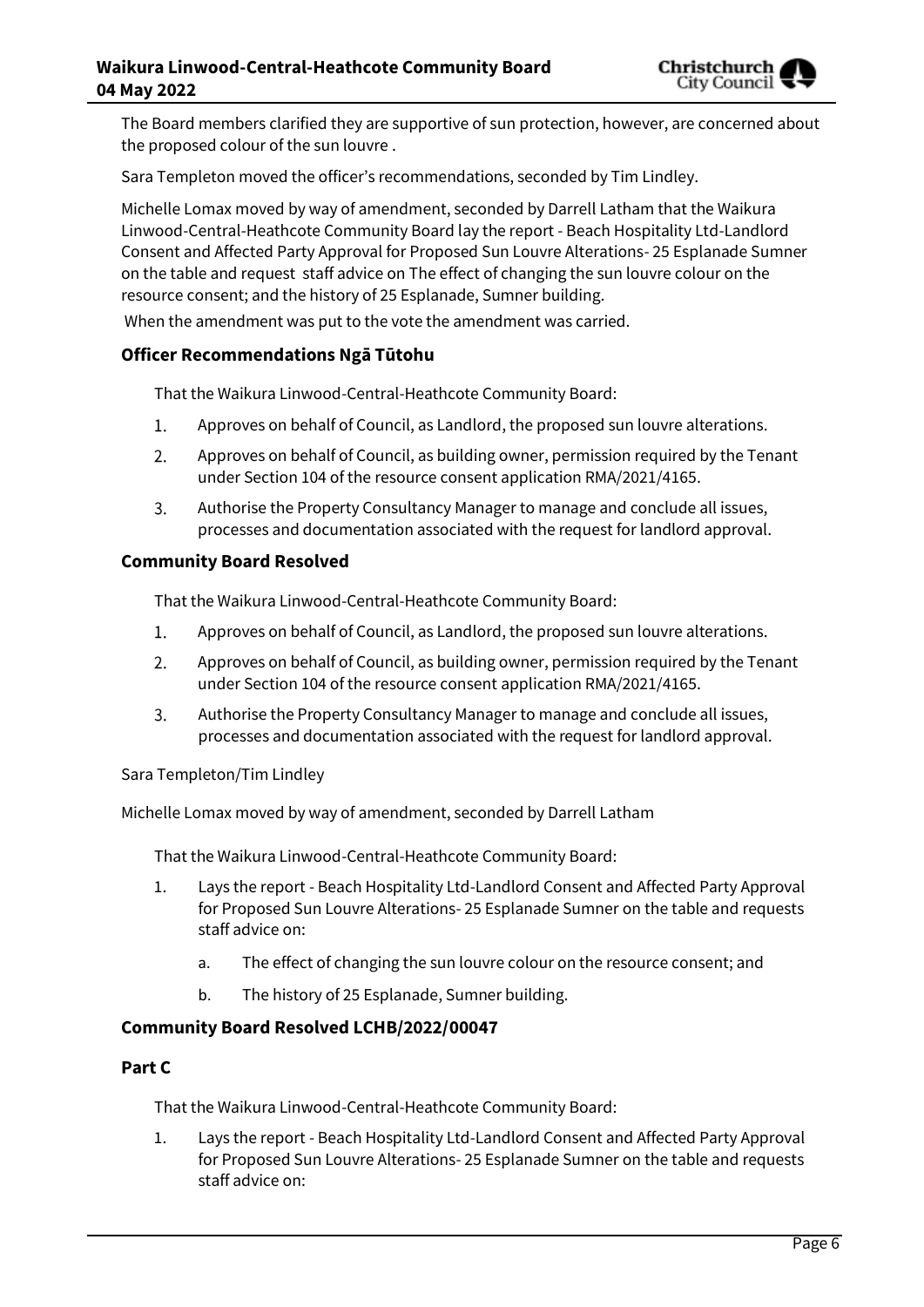The Board members clarified they are supportive of sun protection, however, are concerned about the proposed colour of the sun louvre .

Sara Templeton moved the officer's recommendations, seconded by Tim Lindley.

Michelle Lomax moved by way of amendment, seconded by Darrell Latham that the Waikura Linwood-Central-Heathcote Community Board lay the report - Beach Hospitality Ltd-Landlord Consent and Affected Party Approval for Proposed Sun Louvre Alterations- 25 Esplanade Sumner on the table and request staff advice on The effect of changing the sun louvre colour on the resource consent; and the history of 25 Esplanade, Sumner building.

When the amendment was put to the vote the amendment was carried.

### Officer Recommendations Ngā Tūtohu

That the Waikura Linwood-Central-Heathcote Community Board:

1. Approves on behalf of Council, as Landlord, the proposed sun louvre alterations.
2. Approves on behalf of Council, as building owner, permission required by the Tenant under Section 104 of the resource consent application RMA/2021/4165.
3. Authorise the Property Consultancy Manager to manage and conclude all issues, processes and documentation associated with the request for landlord approval.

### Community Board Resolved

That the Waikura Linwood-Central-Heathcote Community Board:

1. Approves on behalf of Council, as Landlord, the proposed sun louvre alterations.
2. Approves on behalf of Council, as building owner, permission required by the Tenant under Section 104 of the resource consent application RMA/2021/4165.
3. Authorise the Property Consultancy Manager to manage and conclude all issues, processes and documentation associated with the request for landlord approval.

Sara Templeton/Tim Lindley

Michelle Lomax moved by way of amendment, seconded by Darrell Latham

That the Waikura Linwood-Central-Heathcote Community Board:

1. Lays the report - Beach Hospitality Ltd-Landlord Consent and Affected Party Approval for Proposed Sun Louvre Alterations- 25 Esplanade Sumner on the table and requests staff advice on:
    a. The effect of changing the sun louvre colour on the resource consent; and
    b. The history of 25 Esplanade, Sumner building.

### Community Board Resolved LCHB/2022/00047

### Part C

That the Waikura Linwood-Central-Heathcote Community Board:

1. Lays the report - Beach Hospitality Ltd-Landlord Consent and Affected Party Approval for Proposed Sun Louvre Alterations- 25 Esplanade Sumner on the table and requests staff advice on: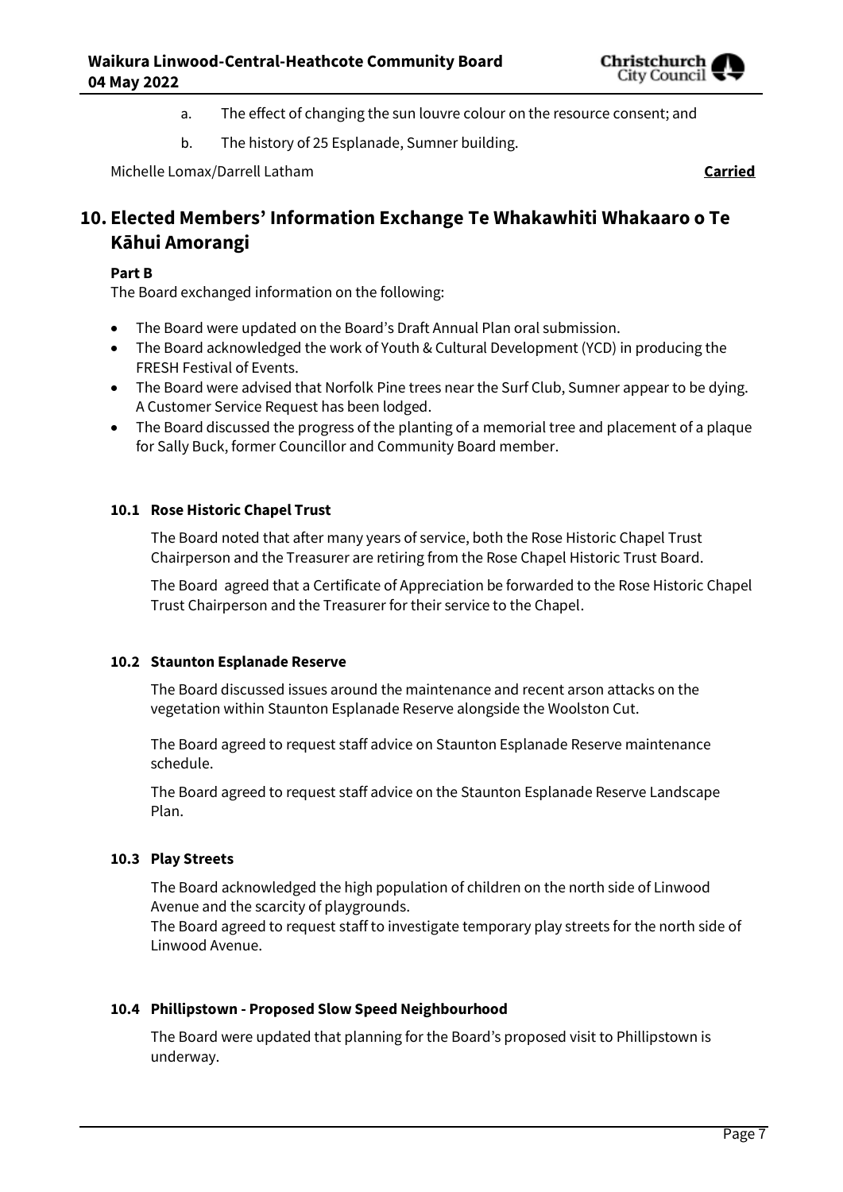a. The effect of changing the sun louvre colour on the resource consent; and

b. The history of 25 Esplanade, Sumner building.

Michelle Lomax/Darrell Latham **Carried**

# 10. Elected Members' Information Exchange Te Whakawhiti Whakaaro o Te Kāhui Amorangi

**Part B**

The Board exchanged information on the following:

- The Board were updated on the Board's Draft Annual Plan oral submission.
- The Board acknowledged the work of Youth & Cultural Development (YCD) in producing the FRESH Festival of Events.
- The Board were advised that Norfolk Pine trees near the Surf Club, Sumner appear to be dying. A Customer Service Request has been lodged.
- The Board discussed the progress of the planting of a memorial tree and placement of a plaque for Sally Buck, former Councillor and Community Board member.

### 10.1 Rose Historic Chapel Trust

The Board noted that after many years of service, both the Rose Historic Chapel Trust Chairperson and the Treasurer are retiring from the Rose Chapel Historic Trust Board.

The Board agreed that a Certificate of Appreciation be forwarded to the Rose Historic Chapel Trust Chairperson and the Treasurer for their service to the Chapel.

### 10.2 Staunton Esplanade Reserve

The Board discussed issues around the maintenance and recent arson attacks on the vegetation within Staunton Esplanade Reserve alongside the Woolston Cut.

The Board agreed to request staff advice on Staunton Esplanade Reserve maintenance schedule.

The Board agreed to request staff advice on the Staunton Esplanade Reserve Landscape Plan.

### 10.3 Play Streets

The Board acknowledged the high population of children on the north side of Linwood Avenue and the scarcity of playgrounds.

The Board agreed to request staff to investigate temporary play streets for the north side of Linwood Avenue.

### 10.4 Phillipstown - Proposed Slow Speed Neighbourhood

The Board were updated that planning for the Board's proposed visit to Phillipstown is underway.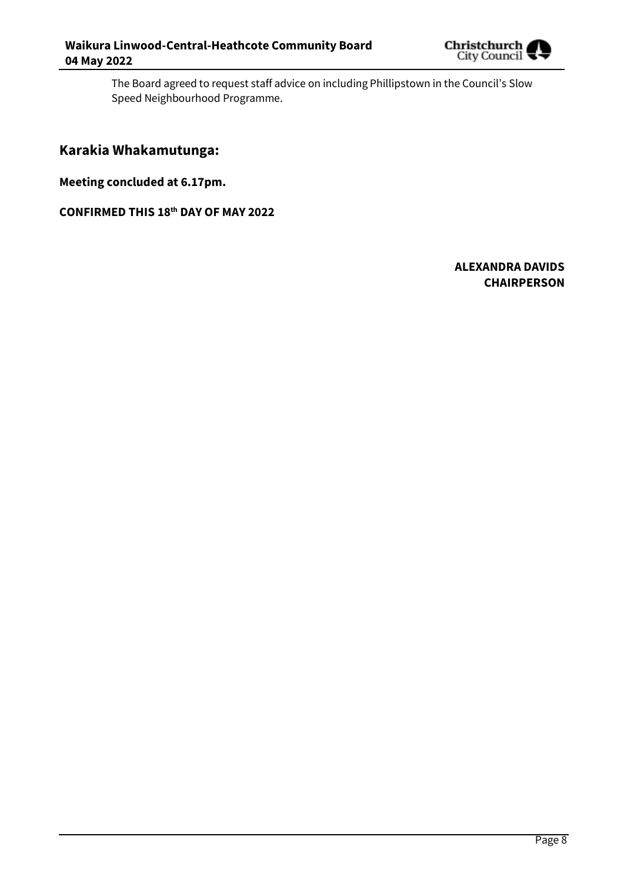The Board agreed to request staff advice on including Phillipstown in the Council's Slow Speed Neighbourhood Programme.

## Karakia Whakamutunga:

**Meeting concluded at 6.17pm.**

**CONFIRMED THIS 18th DAY OF MAY 2022**

**ALEXANDRA DAVIDS**
**CHAIRPERSON**